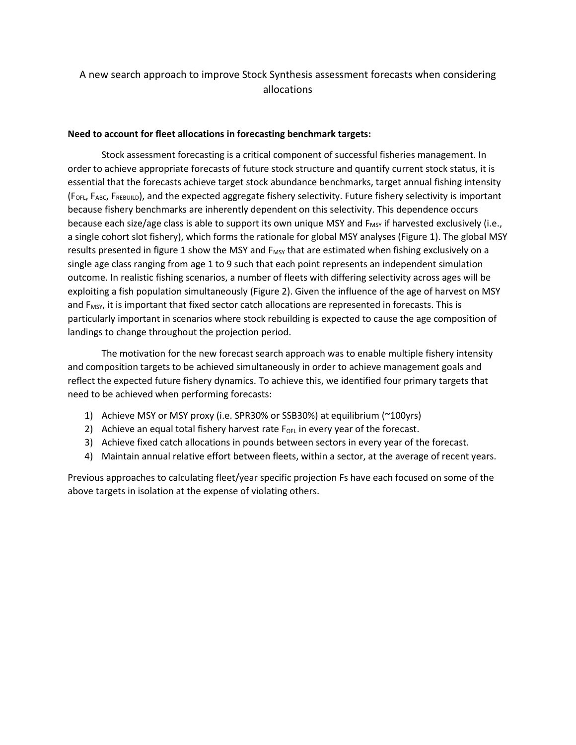# A new search approach to improve Stock Synthesis assessment forecasts when considering allocations

**Need to account for fleet allocations in forecasting benchmark targets:**

Stock assessment forecasting is a critical component of successful fisheries management. In order to achieve appropriate forecasts of future stock structure and quantify current stock status, it is essential that the forecasts achieve target stock abundance benchmarks, target annual fishing intensity ($F_{OFL}$, $F_{ABC}$, $F_{REBUILD}$), and the expected aggregate fishery selectivity. Future fishery selectivity is important because fishery benchmarks are inherently dependent on this selectivity. This dependence occurs because each size/age class is able to support its own unique MSY and $F_{MSY}$ if harvested exclusively (i.e., a single cohort slot fishery), which forms the rationale for global MSY analyses (Figure 1). The global MSY results presented in figure 1 show the MSY and $F_{MSY}$ that are estimated when fishing exclusively on a single age class ranging from age 1 to 9 such that each point represents an independent simulation outcome. In realistic fishing scenarios, a number of fleets with differing selectivity across ages will be exploiting a fish population simultaneously (Figure 2). Given the influence of the age of harvest on MSY and $F_{MSY}$, it is important that fixed sector catch allocations are represented in forecasts. This is particularly important in scenarios where stock rebuilding is expected to cause the age composition of landings to change throughout the projection period.

The motivation for the new forecast search approach was to enable multiple fishery intensity and composition targets to be achieved simultaneously in order to achieve management goals and reflect the expected future fishery dynamics. To achieve this, we identified four primary targets that need to be achieved when performing forecasts:

1) Achieve MSY or MSY proxy (i.e. SPR30% or SSB30%) at equilibrium (~100yrs)
2) Achieve an equal total fishery harvest rate $F_{OFL}$ in every year of the forecast.
3) Achieve fixed catch allocations in pounds between sectors in every year of the forecast.
4) Maintain annual relative effort between fleets, within a sector, at the average of recent years.

Previous approaches to calculating fleet/year specific projection Fs have each focused on some of the above targets in isolation at the expense of violating others.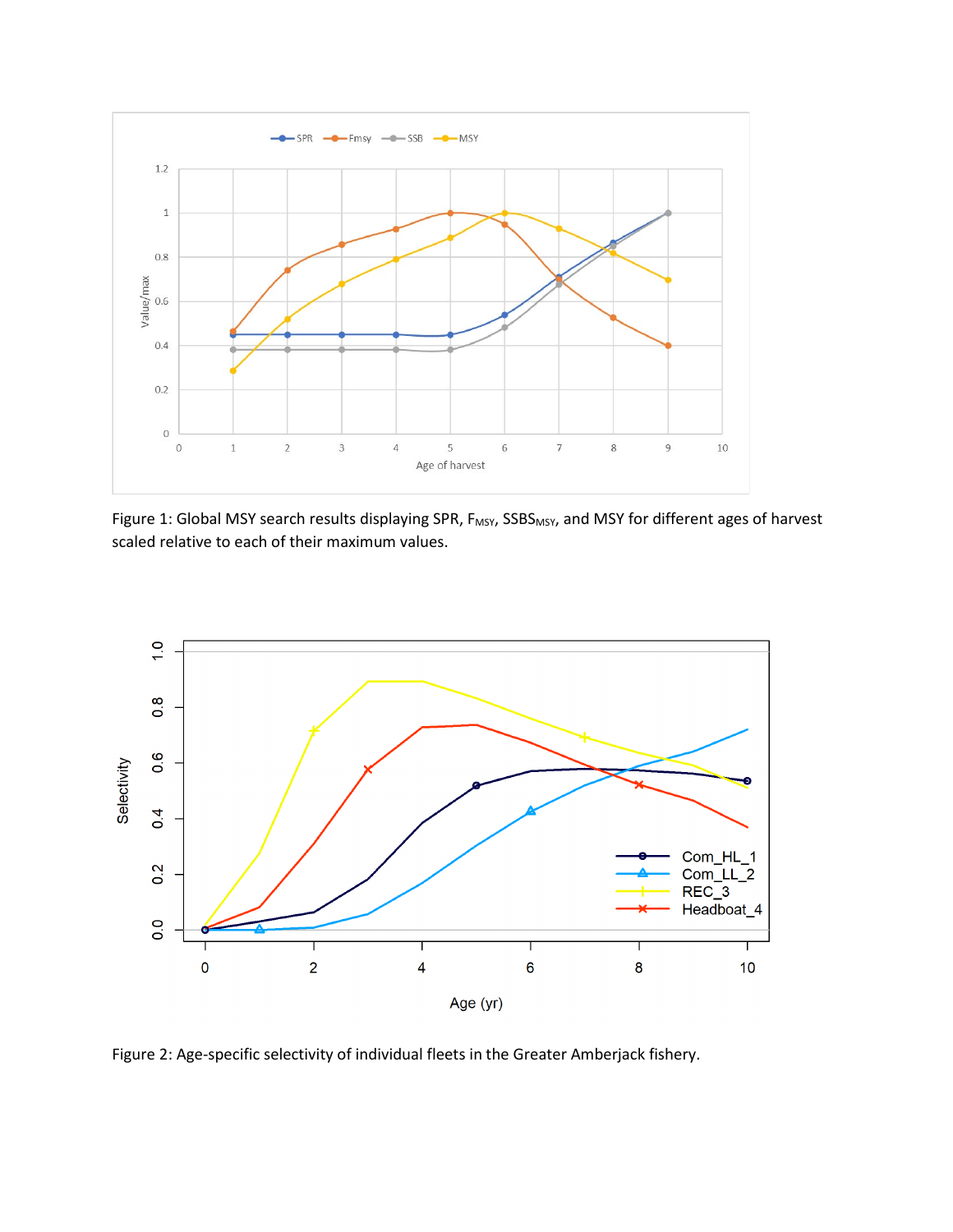Figure 1: Global MSY search results displaying SPR, $F_{MSY}$, $SSBS_{MSY}$, and MSY for different ages of harvest scaled relative to each of their maximum values.

Figure 2: Age-specific selectivity of individual fleets in the Greater Amberjack fishery.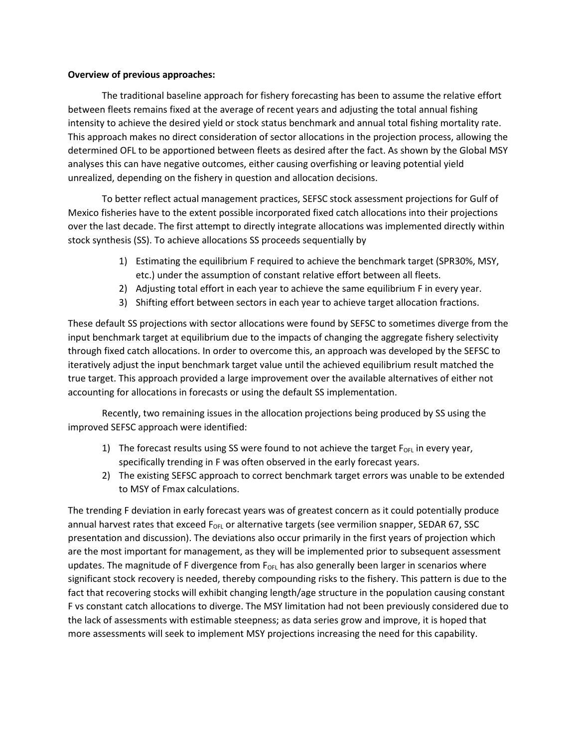**Overview of previous approaches:**

The traditional baseline approach for fishery forecasting has been to assume the relative effort between fleets remains fixed at the average of recent years and adjusting the total annual fishing intensity to achieve the desired yield or stock status benchmark and annual total fishing mortality rate. This approach makes no direct consideration of sector allocations in the projection process, allowing the determined OFL to be apportioned between fleets as desired after the fact. As shown by the Global MSY analyses this can have negative outcomes, either causing overfishing or leaving potential yield unrealized, depending on the fishery in question and allocation decisions.

To better reflect actual management practices, SEFSC stock assessment projections for Gulf of Mexico fisheries have to the extent possible incorporated fixed catch allocations into their projections over the last decade. The first attempt to directly integrate allocations was implemented directly within stock synthesis (SS). To achieve allocations SS proceeds sequentially by

1) Estimating the equilibrium F required to achieve the benchmark target (SPR30%, MSY, etc.) under the assumption of constant relative effort between all fleets.
2) Adjusting total effort in each year to achieve the same equilibrium F in every year.
3) Shifting effort between sectors in each year to achieve target allocation fractions.

These default SS projections with sector allocations were found by SEFSC to sometimes diverge from the input benchmark target at equilibrium due to the impacts of changing the aggregate fishery selectivity through fixed catch allocations. In order to overcome this, an approach was developed by the SEFSC to iteratively adjust the input benchmark target value until the achieved equilibrium result matched the true target. This approach provided a large improvement over the available alternatives of either not accounting for allocations in forecasts or using the default SS implementation.

Recently, two remaining issues in the allocation projections being produced by SS using the improved SEFSC approach were identified:

1) The forecast results using SS were found to not achieve the target $F_{OFL}$ in every year, specifically trending in F was often observed in the early forecast years.
2) The existing SEFSC approach to correct benchmark target errors was unable to be extended to MSY of Fmax calculations.

The trending F deviation in early forecast years was of greatest concern as it could potentially produce annual harvest rates that exceed $F_{OFL}$ or alternative targets (see vermilion snapper, SEDAR 67, SSC presentation and discussion). The deviations also occur primarily in the first years of projection which are the most important for management, as they will be implemented prior to subsequent assessment updates. The magnitude of F divergence from $F_{OFL}$ has also generally been larger in scenarios where significant stock recovery is needed, thereby compounding risks to the fishery. This pattern is due to the fact that recovering stocks will exhibit changing length/age structure in the population causing constant F vs constant catch allocations to diverge. The MSY limitation had not been previously considered due to the lack of assessments with estimable steepness; as data series grow and improve, it is hoped that more assessments will seek to implement MSY projections increasing the need for this capability.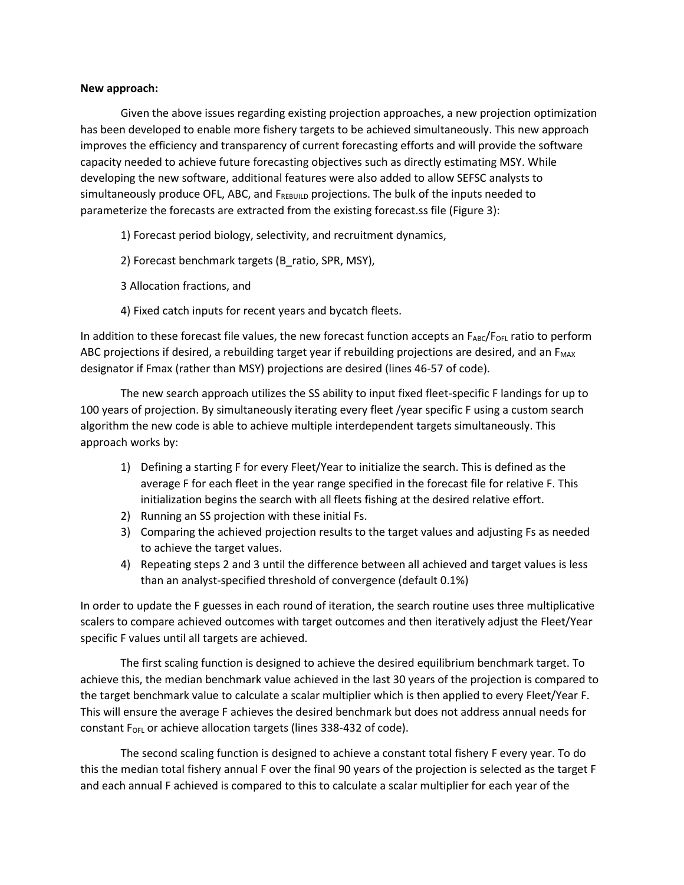**New approach:**

Given the above issues regarding existing projection approaches, a new projection optimization has been developed to enable more fishery targets to be achieved simultaneously. This new approach improves the efficiency and transparency of current forecasting efforts and will provide the software capacity needed to achieve future forecasting objectives such as directly estimating MSY. While developing the new software, additional features were also added to allow SEFSC analysts to simultaneously produce OFL, ABC, and $F_{REBUILD}$ projections. The bulk of the inputs needed to parameterize the forecasts are extracted from the existing forecast.ss file (Figure 3):

1) Forecast period biology, selectivity, and recruitment dynamics,

2) Forecast benchmark targets (B_ratio, SPR, MSY),

3 Allocation fractions, and

4) Fixed catch inputs for recent years and bycatch fleets.

In addition to these forecast file values, the new forecast function accepts an $F_{ABC}/F_{OFL}$ ratio to perform ABC projections if desired, a rebuilding target year if rebuilding projections are desired, and an $F_{MAX}$ designator if Fmax (rather than MSY) projections are desired (lines 46-57 of code).

The new search approach utilizes the SS ability to input fixed fleet-specific F landings for up to 100 years of projection. By simultaneously iterating every fleet /year specific F using a custom search algorithm the new code is able to achieve multiple interdependent targets simultaneously. This approach works by:

1) Defining a starting F for every Fleet/Year to initialize the search. This is defined as the average F for each fleet in the year range specified in the forecast file for relative F. This initialization begins the search with all fleets fishing at the desired relative effort.
2) Running an SS projection with these initial Fs.
3) Comparing the achieved projection results to the target values and adjusting Fs as needed to achieve the target values.
4) Repeating steps 2 and 3 until the difference between all achieved and target values is less than an analyst-specified threshold of convergence (default 0.1%)

In order to update the F guesses in each round of iteration, the search routine uses three multiplicative scalers to compare achieved outcomes with target outcomes and then iteratively adjust the Fleet/Year specific F values until all targets are achieved.

The first scaling function is designed to achieve the desired equilibrium benchmark target. To achieve this, the median benchmark value achieved in the last 30 years of the projection is compared to the target benchmark value to calculate a scalar multiplier which is then applied to every Fleet/Year F. This will ensure the average F achieves the desired benchmark but does not address annual needs for constant $F_{OFL}$ or achieve allocation targets (lines 338-432 of code).

The second scaling function is designed to achieve a constant total fishery F every year. To do this the median total fishery annual F over the final 90 years of the projection is selected as the target F and each annual F achieved is compared to this to calculate a scalar multiplier for each year of the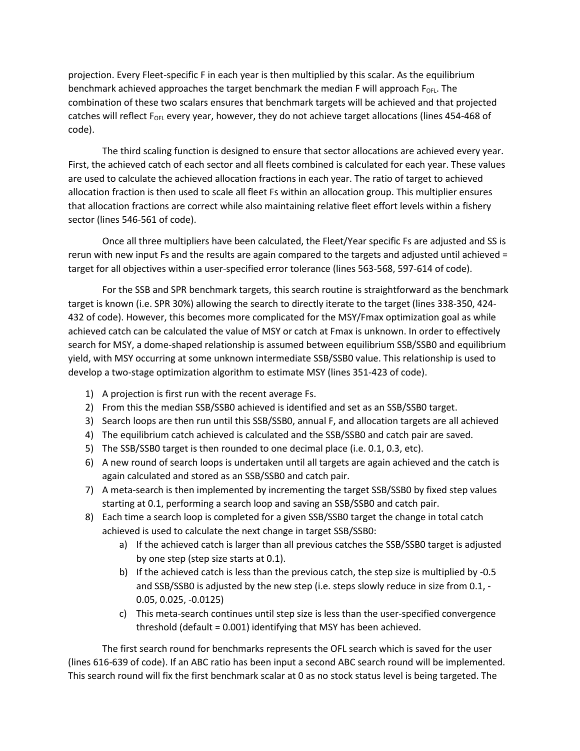projection. Every Fleet-specific F in each year is then multiplied by this scalar. As the equilibrium benchmark achieved approaches the target benchmark the median F will approach $F_{OFL}$. The combination of these two scalars ensures that benchmark targets will be achieved and that projected catches will reflect $F_{OFL}$ every year, however, they do not achieve target allocations (lines 454-468 of code).

The third scaling function is designed to ensure that sector allocations are achieved every year. First, the achieved catch of each sector and all fleets combined is calculated for each year. These values are used to calculate the achieved allocation fractions in each year. The ratio of target to achieved allocation fraction is then used to scale all fleet Fs within an allocation group. This multiplier ensures that allocation fractions are correct while also maintaining relative fleet effort levels within a fishery sector (lines 546-561 of code).

Once all three multipliers have been calculated, the Fleet/Year specific Fs are adjusted and SS is rerun with new input Fs and the results are again compared to the targets and adjusted until achieved = target for all objectives within a user-specified error tolerance (lines 563-568, 597-614 of code).

For the SSB and SPR benchmark targets, this search routine is straightforward as the benchmark target is known (i.e. SPR 30%) allowing the search to directly iterate to the target (lines 338-350, 424-432 of code). However, this becomes more complicated for the MSY/Fmax optimization goal as while achieved catch can be calculated the value of MSY or catch at Fmax is unknown. In order to effectively search for MSY, a dome-shaped relationship is assumed between equilibrium SSB/SSB0 and equilibrium yield, with MSY occurring at some unknown intermediate SSB/SSB0 value. This relationship is used to develop a two-stage optimization algorithm to estimate MSY (lines 351-423 of code).

1) A projection is first run with the recent average Fs.
2) From this the median SSB/SSB0 achieved is identified and set as an SSB/SSB0 target.
3) Search loops are then run until this SSB/SSB0, annual F, and allocation targets are all achieved
4) The equilibrium catch achieved is calculated and the SSB/SSB0 and catch pair are saved.
5) The SSB/SSB0 target is then rounded to one decimal place (i.e. 0.1, 0.3, etc).
6) A new round of search loops is undertaken until all targets are again achieved and the catch is again calculated and stored as an SSB/SSB0 and catch pair.
7) A meta-search is then implemented by incrementing the target SSB/SSB0 by fixed step values starting at 0.1, performing a search loop and saving an SSB/SSB0 and catch pair.
8) Each time a search loop is completed for a given SSB/SSB0 target the change in total catch achieved is used to calculate the next change in target SSB/SSB0:
    a) If the achieved catch is larger than all previous catches the SSB/SSB0 target is adjusted by one step (step size starts at 0.1).
    b) If the achieved catch is less than the previous catch, the step size is multiplied by -0.5 and SSB/SSB0 is adjusted by the new step (i.e. steps slowly reduce in size from 0.1, -0.05, 0.025, -0.0125)
    c) This meta-search continues until step size is less than the user-specified convergence threshold (default = 0.001) identifying that MSY has been achieved.

The first search round for benchmarks represents the OFL search which is saved for the user (lines 616-639 of code). If an ABC ratio has been input a second ABC search round will be implemented. This search round will fix the first benchmark scalar at 0 as no stock status level is being targeted. The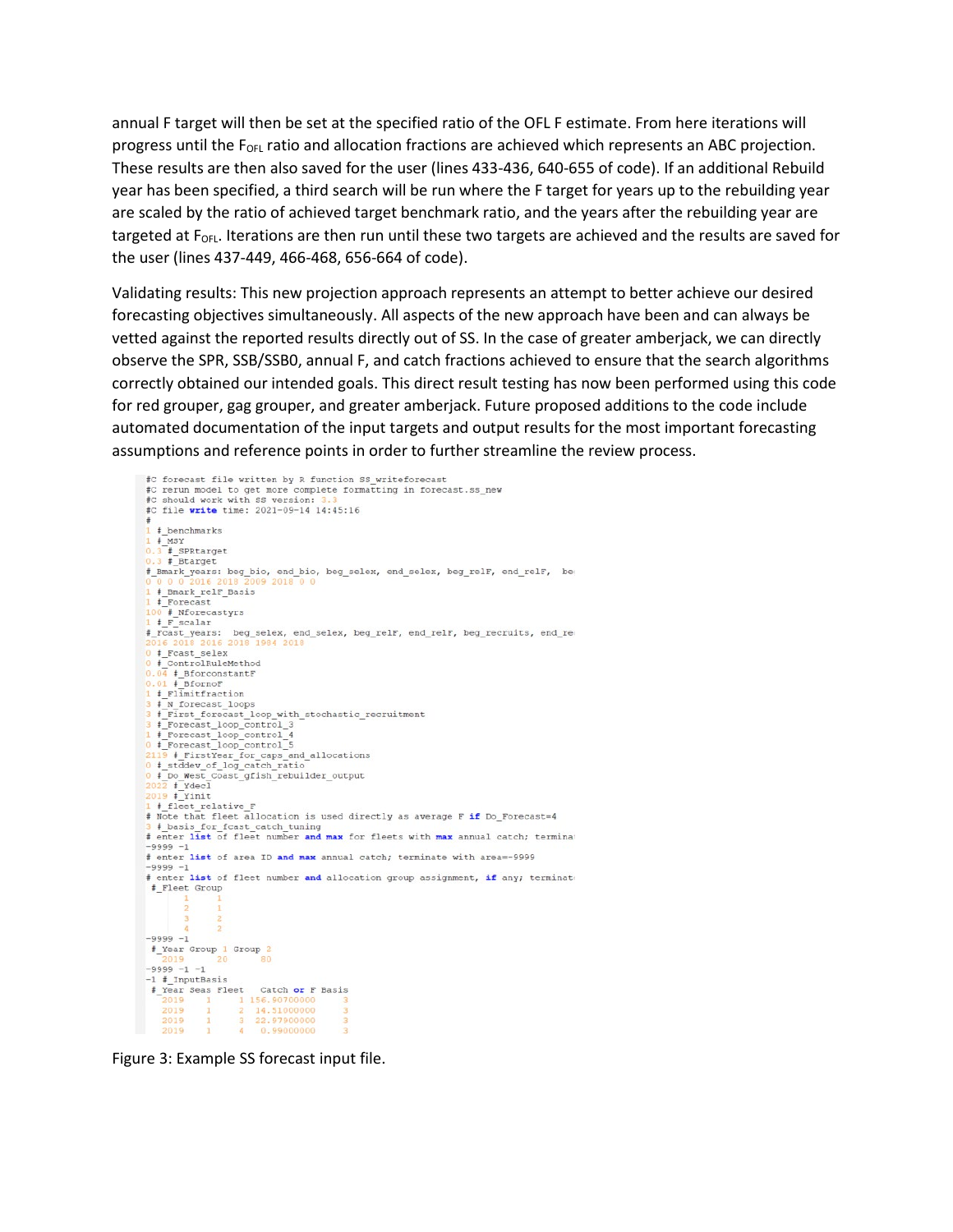annual F target will then be set at the specified ratio of the OFL F estimate. From here iterations will progress until the $F_{OFL}$ ratio and allocation fractions are achieved which represents an ABC projection. These results are then also saved for the user (lines 433-436, 640-655 of code). If an additional Rebuild year has been specified, a third search will be run where the F target for years up to the rebuilding year are scaled by the ratio of achieved target benchmark ratio, and the years after the rebuilding year are targeted at $F_{OFL}$. Iterations are then run until these two targets are achieved and the results are saved for the user (lines 437-449, 466-468, 656-664 of code).

Validating results: This new projection approach represents an attempt to better achieve our desired forecasting objectives simultaneously. All aspects of the new approach have been and can always be vetted against the reported results directly out of SS. In the case of greater amberjack, we can directly observe the SPR, SSB/SSB0, annual F, and catch fractions achieved to ensure that the search algorithms correctly obtained our intended goals. This direct result testing has now been performed using this code for red grouper, gag grouper, and greater amberjack. Future proposed additions to the code include automated documentation of the input targets and output results for the most important forecasting assumptions and reference points in order to further streamline the review process.

```
#C forecast file written by R function SS_writeforecast
#C rerun model to get more complete formatting in forecast.ss_new
#C should work with SS version: 3.3
#C file write time: 2021-09-14 14:45:16
#
1 #_benchmarks
1 #_MSY
0.3 #_SPRtarget
0.3 #_Btarget
#_Bmark_years: beg_bio, end_bio, beg_selex, end_selex, beg_relF, end_relF,  be
0 0 0 0 2016 2018 2009 2018 0 0
1 #_Bmark_relF_Basis
1 #_Forecast
100 #_Nforecastyrs
1 #_F_scalar
#_Fcast_years:  beg_selex, end_selex, beg_relF, end_relF, beg_recruits, end_re
2016 2018 2016 2018 1984 2018
0 #_Fcast_selex
0 #_ControlRuleMethod
0.04 #_BforconstantF
0.01 #_BfornoF
1 #_Flimitfraction
3 #_N_forecast_loops
3 #_First_forecast_loop_with_stochastic_recruitment
3 #_Forecast_loop_control_3
1 #_Forecast_loop_control_4
0 #_Forecast_loop_control_5
2119 #_FirstYear_for_caps_and_allocations
0 #_stddev_of_log_catch_ratio
0 #_Do_West_Coast_gfish_rebuilder_output
2022 #_Ydecl
2019 #_Yinit
1 #_fleet_relative_F
# Note that fleet allocation is used directly as average F if Do_Forecast=4
3 #_basis_for_fcast_catch_tuning
# enter list of fleet number and max for fleets with max annual catch; termina
-9999 -1
# enter list of area ID and max annual catch; terminate with area=-9999
-9999 -1
# enter list of fleet number and allocation group assignment, if any; terminat
 #_Fleet Group
         1     1
         2     1
         3     2
         4     2
-9999 -1
 #_Year Group 1 Group 2
    2019      20      80
-9999 -1 -1
-1 #_InputBasis
 #_Year Seas Fleet    Catch or F Basis
    2019    1      1 156.90700000     3
    2019    1      2  14.51000000     3
    2019    1      3  22.67900000     3
    2019    1      4   0.99000000     3
```

Figure 3: Example SS forecast input file.